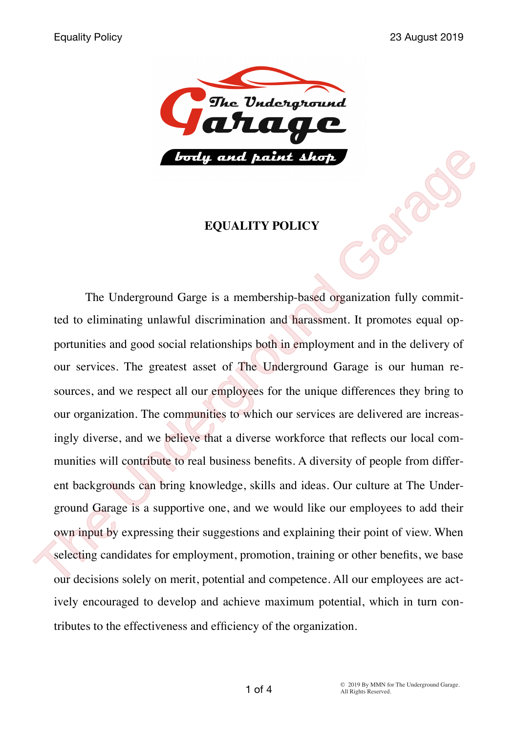# EQUALITY POLICY

The Underground Garge is a membership-based organization fully committed to eliminating unlawful discrimination and harassment. It promotes equal opportunities and good social relationships both in employment and in the delivery of our services. The greatest asset of The Underground Garage is our human resources, and we respect all our employees for the unique differences they bring to our organization. The communities to which our services are delivered are increasingly diverse, and we believe that a diverse workforce that reflects our local communities will contribute to real business benefits. A diversity of people from different backgrounds can bring knowledge, skills and ideas. Our culture at The Underground Garage is a supportive one, and we would like our employees to add their own input by expressing their suggestions and explaining their point of view. When selecting candidates for employment, promotion, training or other benefits, we base our decisions solely on merit, potential and competence. All our employees are actively encouraged to develop and achieve maximum potential, which in turn contributes to the effectiveness and efficiency of the organization.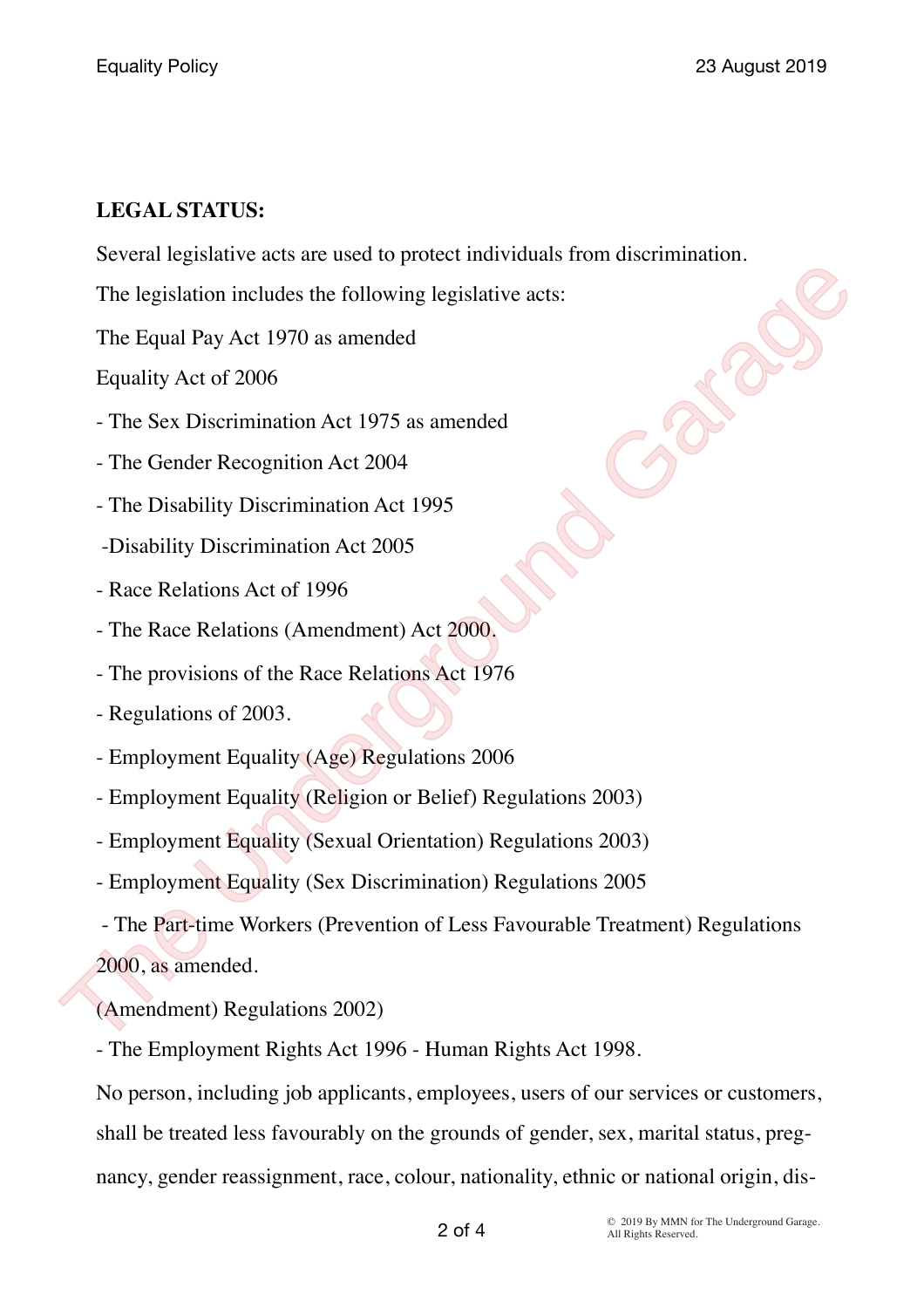**LEGAL STATUS:**

Several legislative acts are used to protect individuals from discrimination.

The legislation includes the following legislative acts:

The Equal Pay Act 1970 as amended

Equality Act of 2006

- The Sex Discrimination Act 1975 as amended
- The Gender Recognition Act 2004
- The Disability Discrimination Act 1995
- Disability Discrimination Act 2005
- Race Relations Act of 1996
- The Race Relations (Amendment) Act 2000.
- The provisions of the Race Relations Act 1976
- Regulations of 2003.
- Employment Equality (Age) Regulations 2006
- Employment Equality (Religion or Belief) Regulations 2003)
- Employment Equality (Sexual Orientation) Regulations 2003)
- Employment Equality (Sex Discrimination) Regulations 2005
- The Part-time Workers (Prevention of Less Favourable Treatment) Regulations 2000, as amended.

(Amendment) Regulations 2002)

- The Employment Rights Act 1996 - Human Rights Act 1998.

No person, including job applicants, employees, users of our services or customers, shall be treated less favourably on the grounds of gender, sex, marital status, preg-nancy, gender reassignment, race, colour, nationality, ethnic or national origin, dis-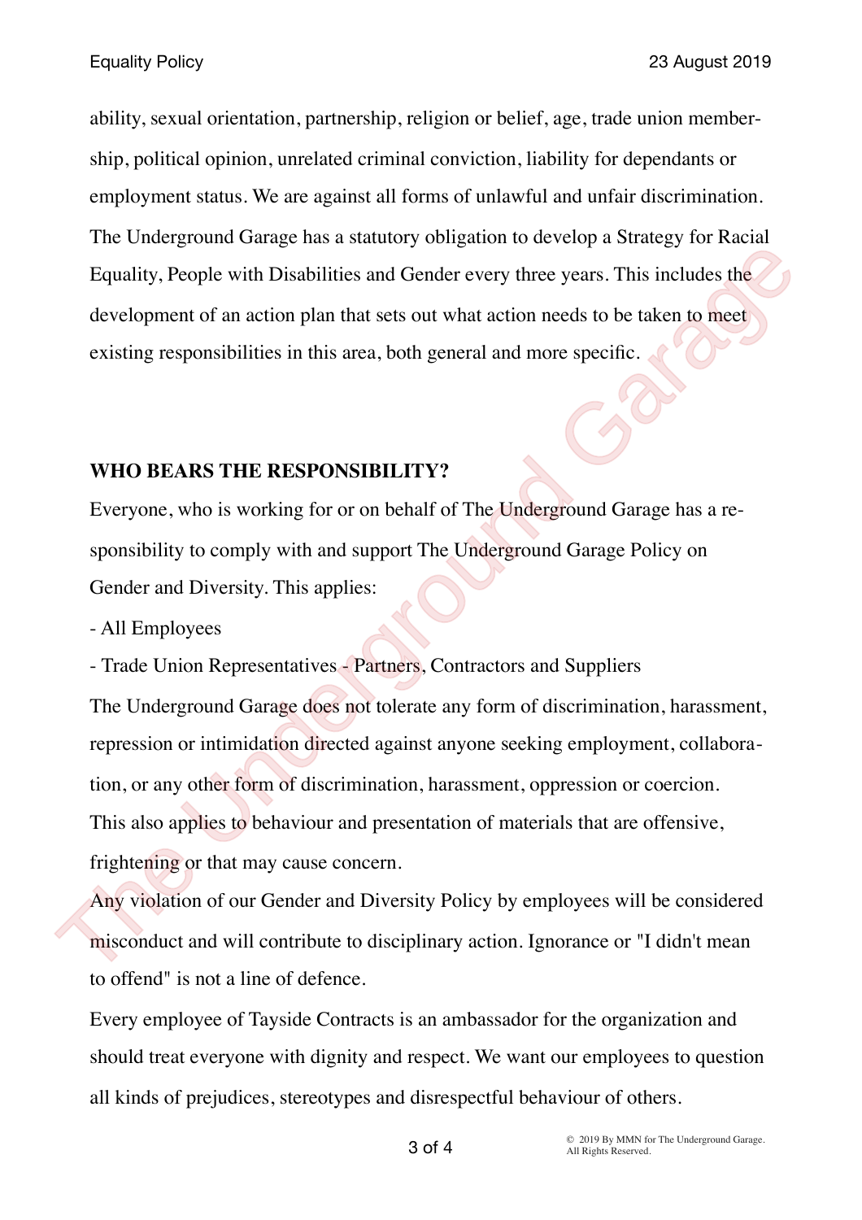ability, sexual orientation, partnership, religion or belief, age, trade union membership, political opinion, unrelated criminal conviction, liability for dependants or employment status. We are against all forms of unlawful and unfair discrimination. The Underground Garage has a statutory obligation to develop a Strategy for Racial Equality, People with Disabilities and Gender every three years. This includes the development of an action plan that sets out what action needs to be taken to meet existing responsibilities in this area, both general and more specific.

**WHO BEARS THE RESPONSIBILITY?**

Everyone, who is working for or on behalf of The Underground Garage has a responsibility to comply with and support The Underground Garage Policy on Gender and Diversity. This applies:

- All Employees
- Trade Union Representatives - Partners, Contractors and Suppliers

The Underground Garage does not tolerate any form of discrimination, harassment, repression or intimidation directed against anyone seeking employment, collaboration, or any other form of discrimination, harassment, oppression or coercion. This also applies to behaviour and presentation of materials that are offensive, frightening or that may cause concern.

Any violation of our Gender and Diversity Policy by employees will be considered misconduct and will contribute to disciplinary action. Ignorance or "I didn't mean to offend" is not a line of defence.

Every employee of Tayside Contracts is an ambassador for the organization and should treat everyone with dignity and respect. We want our employees to question all kinds of prejudices, stereotypes and disrespectful behaviour of others.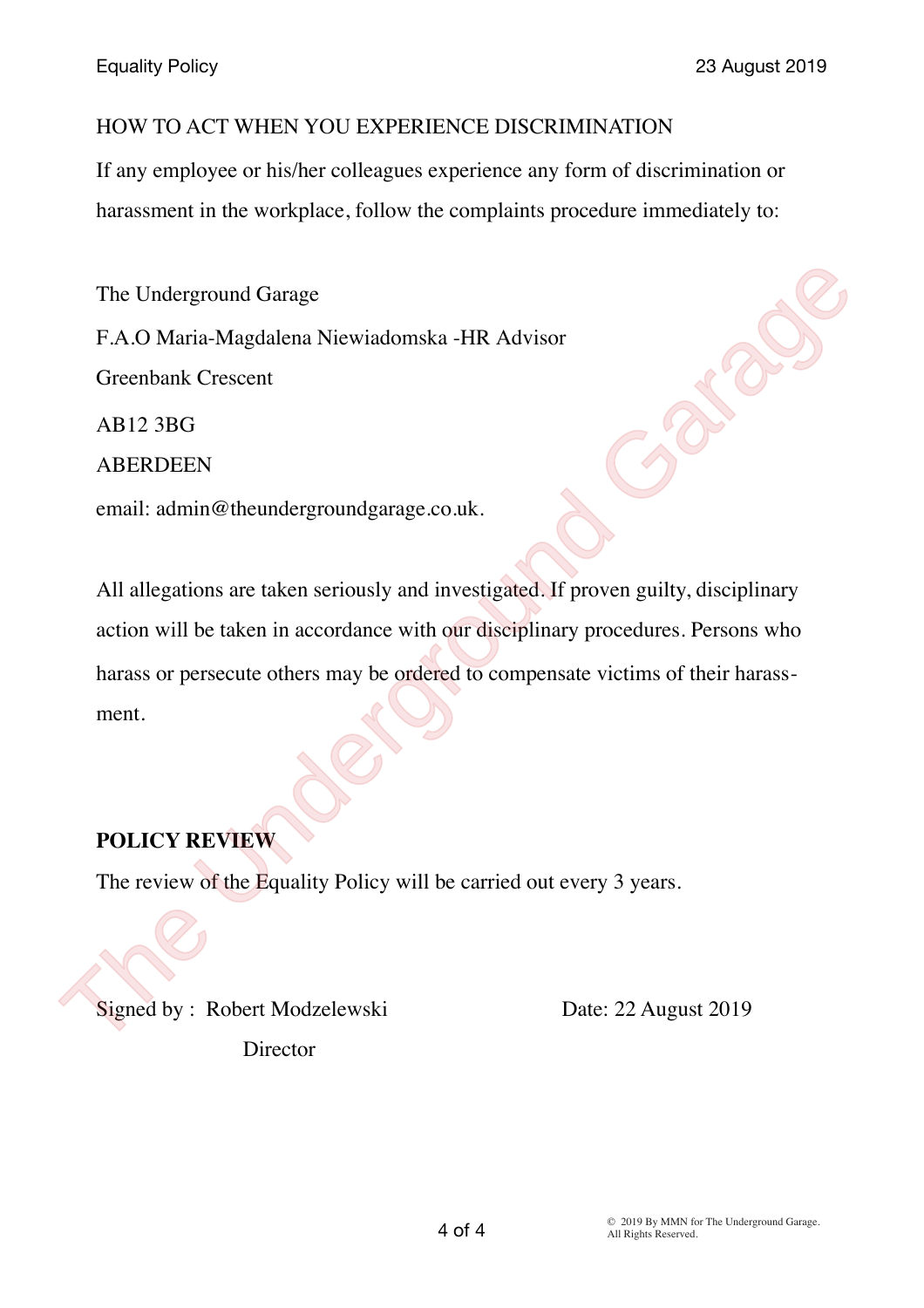HOW TO ACT WHEN YOU EXPERIENCE DISCRIMINATION

If any employee or his/her colleagues experience any form of discrimination or harassment in the workplace, follow the complaints procedure immediately to:

The Underground Garage

F.A.O Maria-Magdalena Niewiadomska -HR Advisor

Greenbank Crescent

AB12 3BG

ABERDEEN

email: admin@theundergroundgarage.co.uk.

All allegations are taken seriously and investigated. If proven guilty, disciplinary action will be taken in accordance with our disciplinary procedures. Persons who harass or persecute others may be ordered to compensate victims of their harassment.

**POLICY REVIEW**

The review of the Equality Policy will be carried out every 3 years.

Signed by : Robert Modzelewski
Director

Date: 22 August 2019